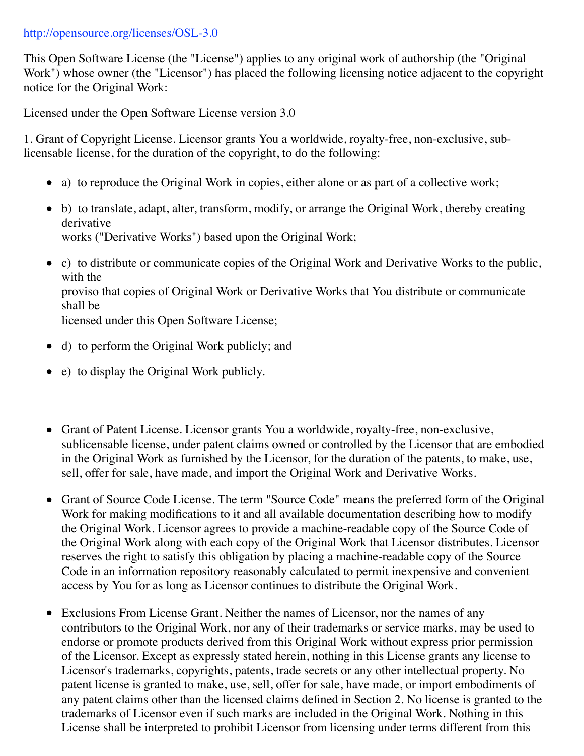http://opensource.org/licenses/OSL-3.0

This Open Software License (the "License") applies to any original work of authorship (the "Original Work") whose owner (the "Licensor") has placed the following licensing notice adjacent to the copyright notice for the Original Work:

Licensed under the Open Software License version 3.0

1. Grant of Copyright License. Licensor grants You a worldwide, royalty-free, non-exclusive, sub-licensable license, for the duration of the copyright, to do the following:

- a) to reproduce the Original Work in copies, either alone or as part of a collective work;
- b) to translate, adapt, alter, transform, modify, or arrange the Original Work, thereby creating derivative works ("Derivative Works") based upon the Original Work;
- c) to distribute or communicate copies of the Original Work and Derivative Works to the public, with the proviso that copies of Original Work or Derivative Works that You distribute or communicate shall be licensed under this Open Software License;
- d) to perform the Original Work publicly; and
- e) to display the Original Work publicly.

- Grant of Patent License. Licensor grants You a worldwide, royalty-free, non-exclusive, sublicensable license, under patent claims owned or controlled by the Licensor that are embodied in the Original Work as furnished by the Licensor, for the duration of the patents, to make, use, sell, offer for sale, have made, and import the Original Work and Derivative Works.
- Grant of Source Code License. The term "Source Code" means the preferred form of the Original Work for making modifications to it and all available documentation describing how to modify the Original Work. Licensor agrees to provide a machine-readable copy of the Source Code of the Original Work along with each copy of the Original Work that Licensor distributes. Licensor reserves the right to satisfy this obligation by placing a machine-readable copy of the Source Code in an information repository reasonably calculated to permit inexpensive and convenient access by You for as long as Licensor continues to distribute the Original Work.
- Exclusions From License Grant. Neither the names of Licensor, nor the names of any contributors to the Original Work, nor any of their trademarks or service marks, may be used to endorse or promote products derived from this Original Work without express prior permission of the Licensor. Except as expressly stated herein, nothing in this License grants any license to Licensor's trademarks, copyrights, patents, trade secrets or any other intellectual property. No patent license is granted to make, use, sell, offer for sale, have made, or import embodiments of any patent claims other than the licensed claims defined in Section 2. No license is granted to the trademarks of Licensor even if such marks are included in the Original Work. Nothing in this License shall be interpreted to prohibit Licensor from licensing under terms different from this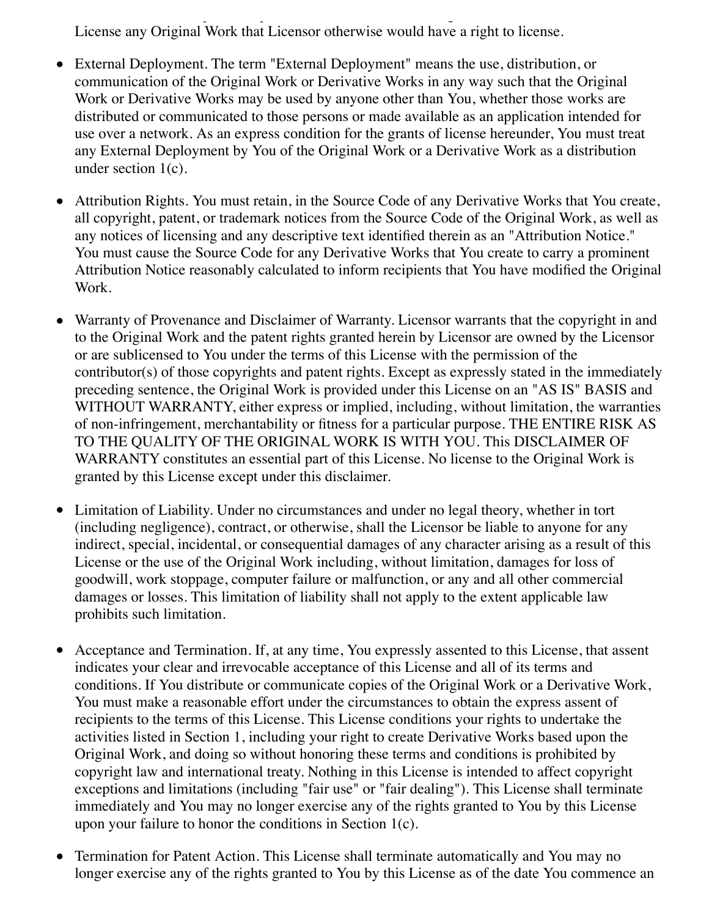License any Original Work that Licensor otherwise would have a right to license.

- External Deployment. The term "External Deployment" means the use, distribution, or communication of the Original Work or Derivative Works in any way such that the Original Work or Derivative Works may be used by anyone other than You, whether those works are distributed or communicated to those persons or made available as an application intended for use over a network. As an express condition for the grants of license hereunder, You must treat any External Deployment by You of the Original Work or a Derivative Work as a distribution under section 1(c).

- Attribution Rights. You must retain, in the Source Code of any Derivative Works that You create, all copyright, patent, or trademark notices from the Source Code of the Original Work, as well as any notices of licensing and any descriptive text identified therein as an "Attribution Notice." You must cause the Source Code for any Derivative Works that You create to carry a prominent Attribution Notice reasonably calculated to inform recipients that You have modified the Original Work.

- Warranty of Provenance and Disclaimer of Warranty. Licensor warrants that the copyright in and to the Original Work and the patent rights granted herein by Licensor are owned by the Licensor or are sublicensed to You under the terms of this License with the permission of the contributor(s) of those copyrights and patent rights. Except as expressly stated in the immediately preceding sentence, the Original Work is provided under this License on an "AS IS" BASIS and WITHOUT WARRANTY, either express or implied, including, without limitation, the warranties of non-infringement, merchantability or fitness for a particular purpose. THE ENTIRE RISK AS TO THE QUALITY OF THE ORIGINAL WORK IS WITH YOU. This DISCLAIMER OF WARRANTY constitutes an essential part of this License. No license to the Original Work is granted by this License except under this disclaimer.

- Limitation of Liability. Under no circumstances and under no legal theory, whether in tort (including negligence), contract, or otherwise, shall the Licensor be liable to anyone for any indirect, special, incidental, or consequential damages of any character arising as a result of this License or the use of the Original Work including, without limitation, damages for loss of goodwill, work stoppage, computer failure or malfunction, or any and all other commercial damages or losses. This limitation of liability shall not apply to the extent applicable law prohibits such limitation.

- Acceptance and Termination. If, at any time, You expressly assented to this License, that assent indicates your clear and irrevocable acceptance of this License and all of its terms and conditions. If You distribute or communicate copies of the Original Work or a Derivative Work, You must make a reasonable effort under the circumstances to obtain the express assent of recipients to the terms of this License. This License conditions your rights to undertake the activities listed in Section 1, including your right to create Derivative Works based upon the Original Work, and doing so without honoring these terms and conditions is prohibited by copyright law and international treaty. Nothing in this License is intended to affect copyright exceptions and limitations (including "fair use" or "fair dealing"). This License shall terminate immediately and You may no longer exercise any of the rights granted to You by this License upon your failure to honor the conditions in Section 1(c).

- Termination for Patent Action. This License shall terminate automatically and You may no longer exercise any of the rights granted to You by this License as of the date You commence an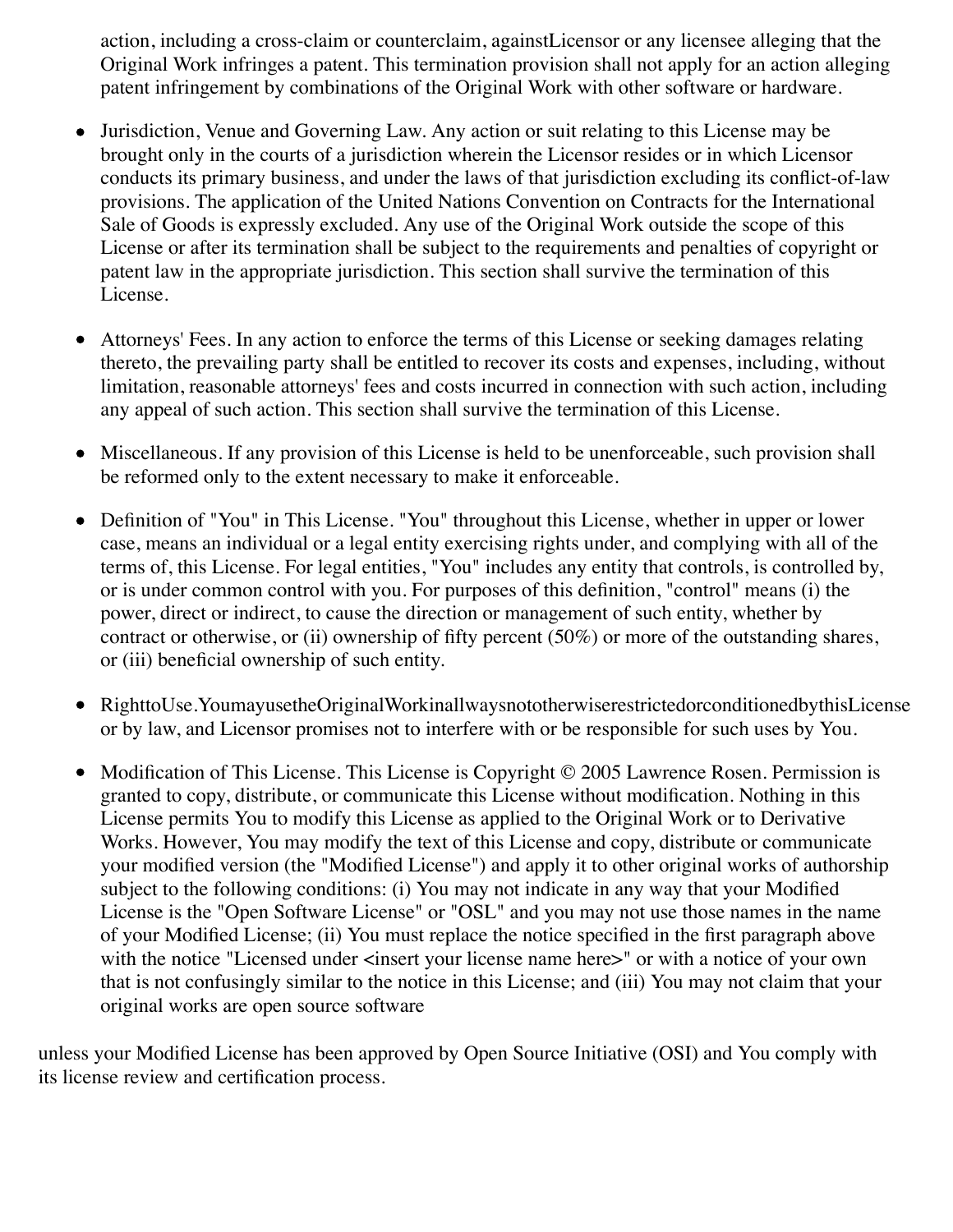action, including a cross-claim or counterclaim, againstLicensor or any licensee alleging that the Original Work infringes a patent. This termination provision shall not apply for an action alleging patent infringement by combinations of the Original Work with other software or hardware.

- Jurisdiction, Venue and Governing Law. Any action or suit relating to this License may be brought only in the courts of a jurisdiction wherein the Licensor resides or in which Licensor conducts its primary business, and under the laws of that jurisdiction excluding its conflict-of-law provisions. The application of the United Nations Convention on Contracts for the International Sale of Goods is expressly excluded. Any use of the Original Work outside the scope of this License or after its termination shall be subject to the requirements and penalties of copyright or patent law in the appropriate jurisdiction. This section shall survive the termination of this License.

- Attorneys' Fees. In any action to enforce the terms of this License or seeking damages relating thereto, the prevailing party shall be entitled to recover its costs and expenses, including, without limitation, reasonable attorneys' fees and costs incurred in connection with such action, including any appeal of such action. This section shall survive the termination of this License.

- Miscellaneous. If any provision of this License is held to be unenforceable, such provision shall be reformed only to the extent necessary to make it enforceable.

- Definition of "You" in This License. "You" throughout this License, whether in upper or lower case, means an individual or a legal entity exercising rights under, and complying with all of the terms of, this License. For legal entities, "You" includes any entity that controls, is controlled by, or is under common control with you. For purposes of this definition, "control" means (i) the power, direct or indirect, to cause the direction or management of such entity, whether by contract or otherwise, or (ii) ownership of fifty percent (50%) or more of the outstanding shares, or (iii) beneficial ownership of such entity.

- RighttoUse.YoumayusetheOriginalWorkinallwaysnototherwiserestrictedorconditionedbythisLicense or by law, and Licensor promises not to interfere with or be responsible for such uses by You.

- Modification of This License. This License is Copyright © 2005 Lawrence Rosen. Permission is granted to copy, distribute, or communicate this License without modification. Nothing in this License permits You to modify this License as applied to the Original Work or to Derivative Works. However, You may modify the text of this License and copy, distribute or communicate your modified version (the "Modified License") and apply it to other original works of authorship subject to the following conditions: (i) You may not indicate in any way that your Modified License is the "Open Software License" or "OSL" and you may not use those names in the name of your Modified License; (ii) You must replace the notice specified in the first paragraph above with the notice "Licensed under <insert your license name here>" or with a notice of your own that is not confusingly similar to the notice in this License; and (iii) You may not claim that your original works are open source software

unless your Modified License has been approved by Open Source Initiative (OSI) and You comply with its license review and certification process.